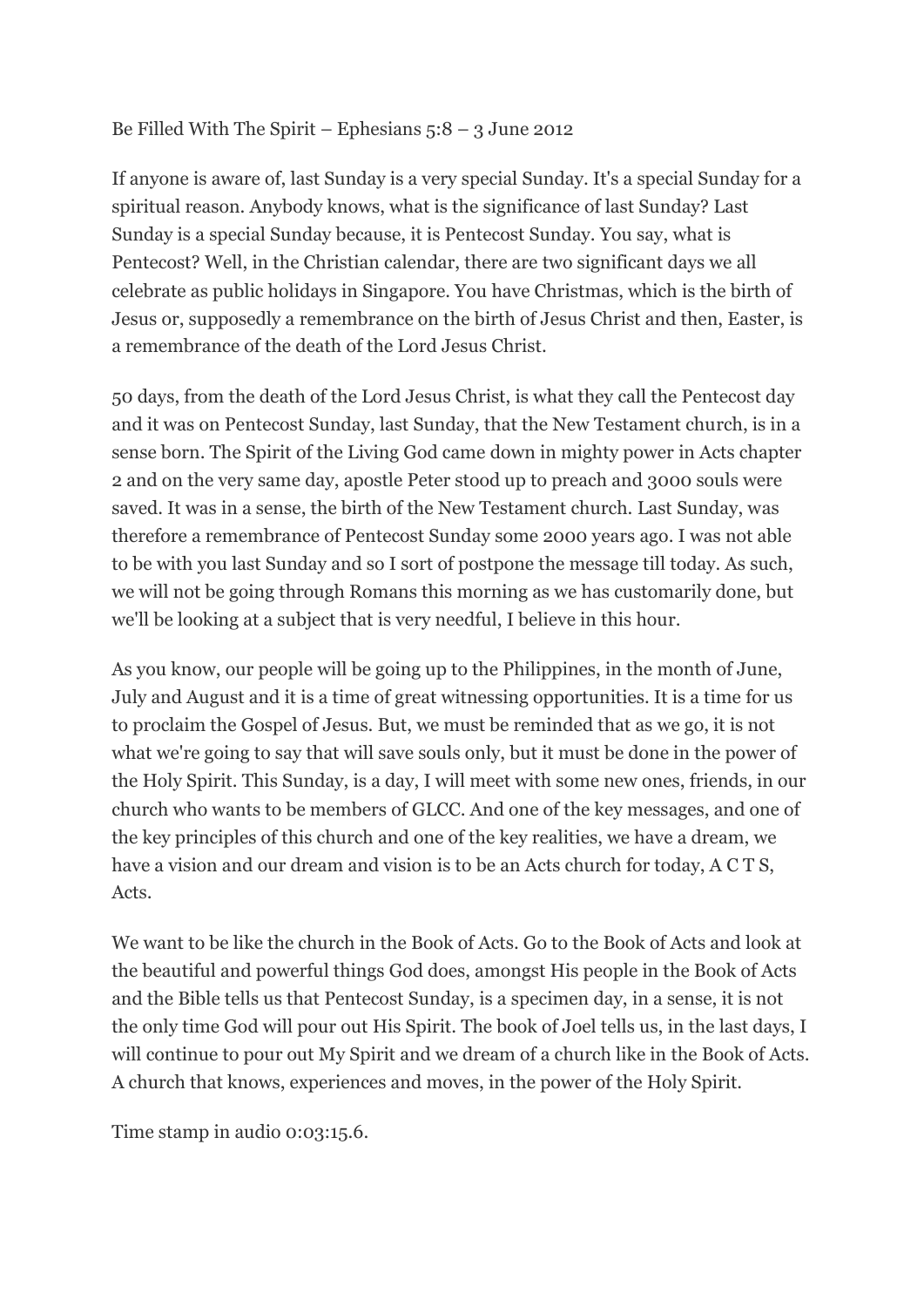Be Filled With The Spirit – Ephesians 5:8 – 3 June 2012

If anyone is aware of, last Sunday is a very special Sunday. It's a special Sunday for a spiritual reason. Anybody knows, what is the significance of last Sunday? Last Sunday is a special Sunday because, it is Pentecost Sunday. You say, what is Pentecost? Well, in the Christian calendar, there are two significant days we all celebrate as public holidays in Singapore. You have Christmas, which is the birth of Jesus or, supposedly a remembrance on the birth of Jesus Christ and then, Easter, is a remembrance of the death of the Lord Jesus Christ.

50 days, from the death of the Lord Jesus Christ, is what they call the Pentecost day and it was on Pentecost Sunday, last Sunday, that the New Testament church, is in a sense born. The Spirit of the Living God came down in mighty power in Acts chapter 2 and on the very same day, apostle Peter stood up to preach and 3000 souls were saved. It was in a sense, the birth of the New Testament church. Last Sunday, was therefore a remembrance of Pentecost Sunday some 2000 years ago. I was not able to be with you last Sunday and so I sort of postpone the message till today. As such, we will not be going through Romans this morning as we has customarily done, but we'll be looking at a subject that is very needful, I believe in this hour.

As you know, our people will be going up to the Philippines, in the month of June, July and August and it is a time of great witnessing opportunities. It is a time for us to proclaim the Gospel of Jesus. But, we must be reminded that as we go, it is not what we're going to say that will save souls only, but it must be done in the power of the Holy Spirit. This Sunday, is a day, I will meet with some new ones, friends, in our church who wants to be members of GLCC. And one of the key messages, and one of the key principles of this church and one of the key realities, we have a dream, we have a vision and our dream and vision is to be an Acts church for today, A C T S, Acts.

We want to be like the church in the Book of Acts. Go to the Book of Acts and look at the beautiful and powerful things God does, amongst His people in the Book of Acts and the Bible tells us that Pentecost Sunday, is a specimen day, in a sense, it is not the only time God will pour out His Spirit. The book of Joel tells us, in the last days, I will continue to pour out My Spirit and we dream of a church like in the Book of Acts. A church that knows, experiences and moves, in the power of the Holy Spirit.

Time stamp in audio 0:03:15.6.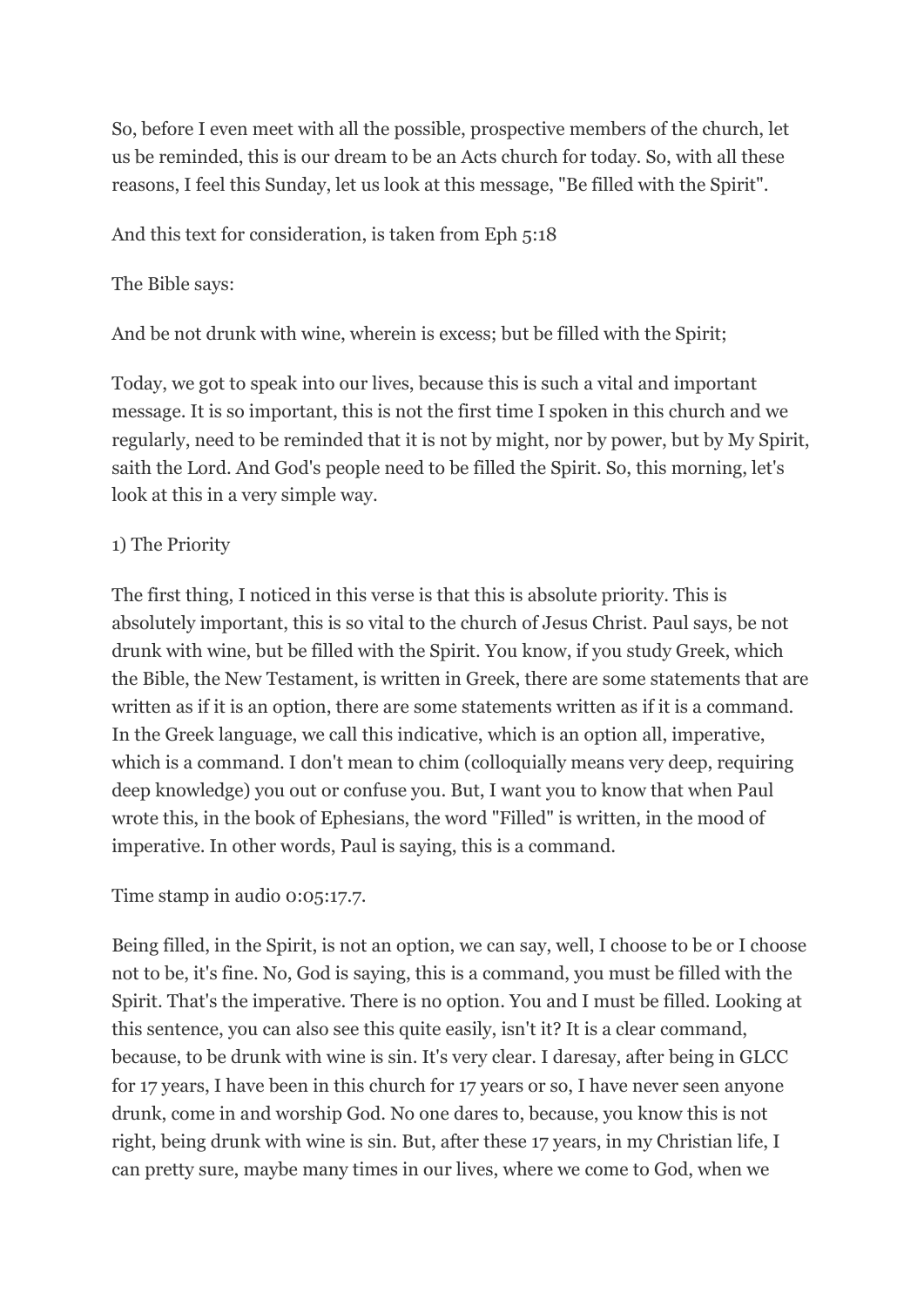So, before I even meet with all the possible, prospective members of the church, let us be reminded, this is our dream to be an Acts church for today. So, with all these reasons, I feel this Sunday, let us look at this message, "Be filled with the Spirit".

And this text for consideration, is taken from Eph 5:18

The Bible says:

And be not drunk with wine, wherein is excess; but be filled with the Spirit;

Today, we got to speak into our lives, because this is such a vital and important message. It is so important, this is not the first time I spoken in this church and we regularly, need to be reminded that it is not by might, nor by power, but by My Spirit, saith the Lord. And God's people need to be filled the Spirit. So, this morning, let's look at this in a very simple way.

1) The Priority

The first thing, I noticed in this verse is that this is absolute priority. This is absolutely important, this is so vital to the church of Jesus Christ. Paul says, be not drunk with wine, but be filled with the Spirit. You know, if you study Greek, which the Bible, the New Testament, is written in Greek, there are some statements that are written as if it is an option, there are some statements written as if it is a command. In the Greek language, we call this indicative, which is an option all, imperative, which is a command. I don't mean to chim (colloquially means very deep, requiring deep knowledge) you out or confuse you. But, I want you to know that when Paul wrote this, in the book of Ephesians, the word "Filled" is written, in the mood of imperative. In other words, Paul is saying, this is a command.

Time stamp in audio 0:05:17.7.

Being filled, in the Spirit, is not an option, we can say, well, I choose to be or I choose not to be, it's fine. No, God is saying, this is a command, you must be filled with the Spirit. That's the imperative. There is no option. You and I must be filled. Looking at this sentence, you can also see this quite easily, isn't it? It is a clear command, because, to be drunk with wine is sin. It's very clear. I daresay, after being in GLCC for 17 years, I have been in this church for 17 years or so, I have never seen anyone drunk, come in and worship God. No one dares to, because, you know this is not right, being drunk with wine is sin. But, after these 17 years, in my Christian life, I can pretty sure, maybe many times in our lives, where we come to God, when we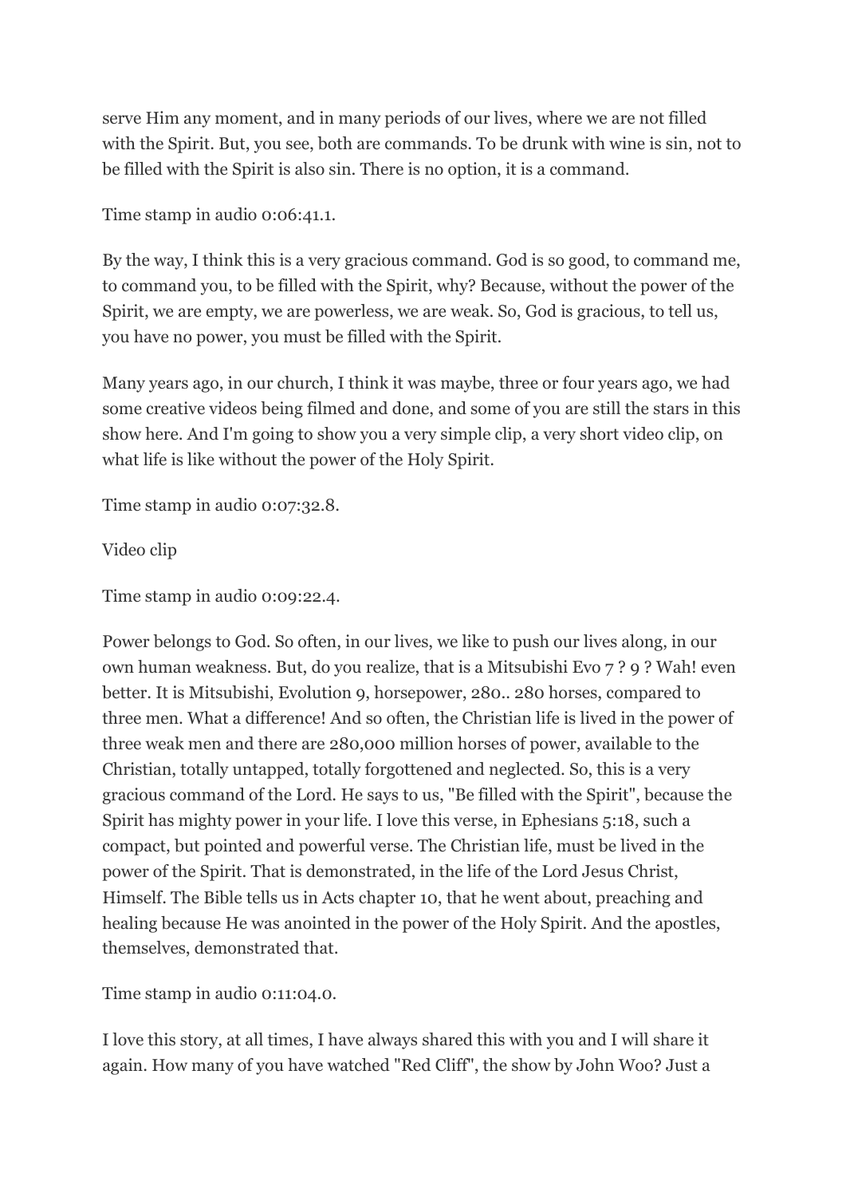serve Him any moment, and in many periods of our lives, where we are not filled with the Spirit. But, you see, both are commands. To be drunk with wine is sin, not to be filled with the Spirit is also sin. There is no option, it is a command.

Time stamp in audio 0:06:41.1.

By the way, I think this is a very gracious command. God is so good, to command me, to command you, to be filled with the Spirit, why? Because, without the power of the Spirit, we are empty, we are powerless, we are weak. So, God is gracious, to tell us, you have no power, you must be filled with the Spirit.

Many years ago, in our church, I think it was maybe, three or four years ago, we had some creative videos being filmed and done, and some of you are still the stars in this show here. And I'm going to show you a very simple clip, a very short video clip, on what life is like without the power of the Holy Spirit.

Time stamp in audio 0:07:32.8.

Video clip

Time stamp in audio 0:09:22.4.

Power belongs to God. So often, in our lives, we like to push our lives along, in our own human weakness. But, do you realize, that is a Mitsubishi Evo 7 ? 9 ? Wah! even better. It is Mitsubishi, Evolution 9, horsepower, 280.. 280 horses, compared to three men. What a difference! And so often, the Christian life is lived in the power of three weak men and there are 280,000 million horses of power, available to the Christian, totally untapped, totally forgottened and neglected. So, this is a very gracious command of the Lord. He says to us, "Be filled with the Spirit", because the Spirit has mighty power in your life. I love this verse, in Ephesians 5:18, such a compact, but pointed and powerful verse. The Christian life, must be lived in the power of the Spirit. That is demonstrated, in the life of the Lord Jesus Christ, Himself. The Bible tells us in Acts chapter 10, that he went about, preaching and healing because He was anointed in the power of the Holy Spirit. And the apostles, themselves, demonstrated that.

Time stamp in audio 0:11:04.0.

I love this story, at all times, I have always shared this with you and I will share it again. How many of you have watched "Red Cliff", the show by John Woo? Just a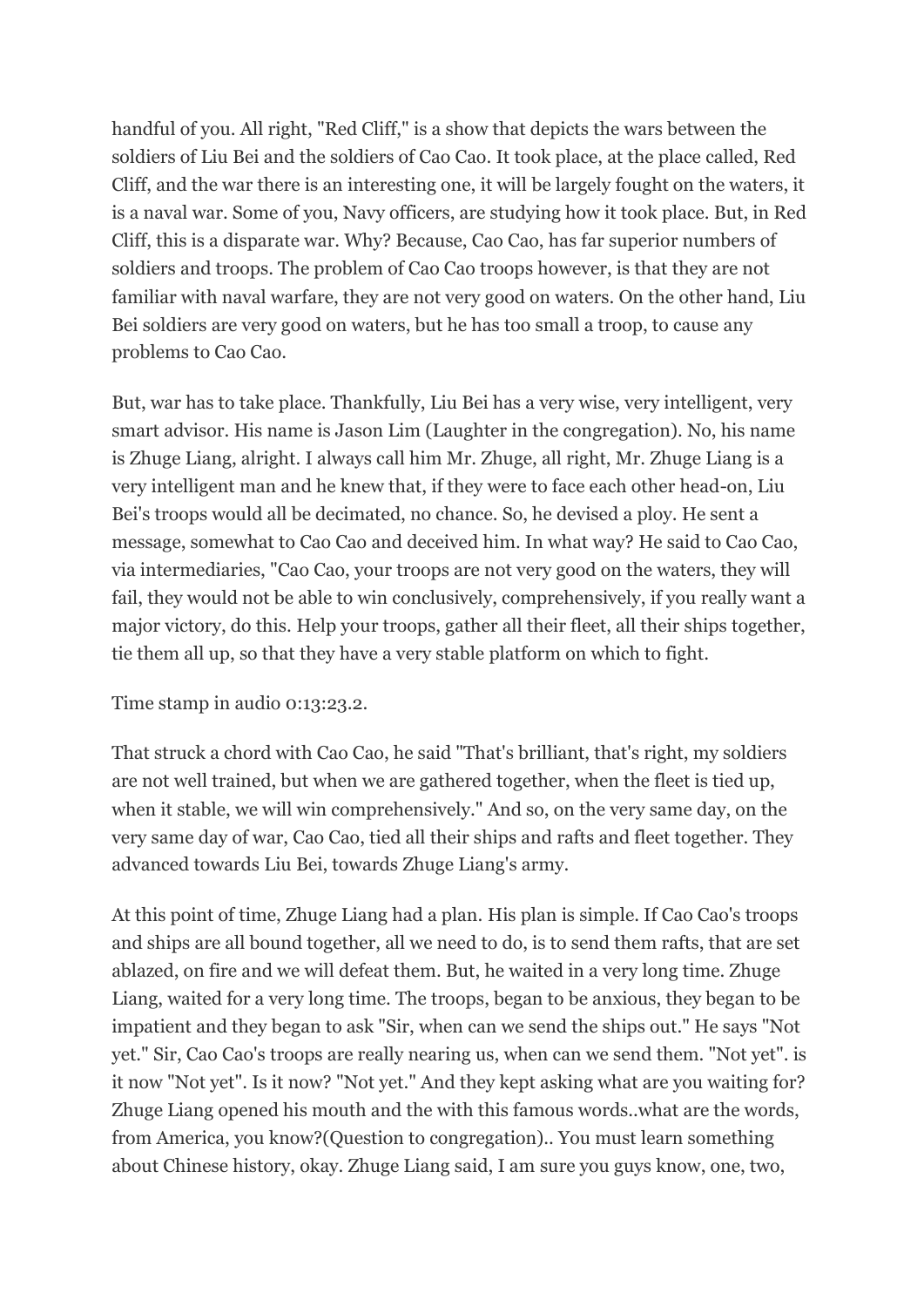handful of you. All right, "Red Cliff," is a show that depicts the wars between the soldiers of Liu Bei and the soldiers of Cao Cao. It took place, at the place called, Red Cliff, and the war there is an interesting one, it will be largely fought on the waters, it is a naval war. Some of you, Navy officers, are studying how it took place. But, in Red Cliff, this is a disparate war. Why? Because, Cao Cao, has far superior numbers of soldiers and troops. The problem of Cao Cao troops however, is that they are not familiar with naval warfare, they are not very good on waters. On the other hand, Liu Bei soldiers are very good on waters, but he has too small a troop, to cause any problems to Cao Cao.

But, war has to take place. Thankfully, Liu Bei has a very wise, very intelligent, very smart advisor. His name is Jason Lim (Laughter in the congregation). No, his name is Zhuge Liang, alright. I always call him Mr. Zhuge, all right, Mr. Zhuge Liang is a very intelligent man and he knew that, if they were to face each other head-on, Liu Bei's troops would all be decimated, no chance. So, he devised a ploy. He sent a message, somewhat to Cao Cao and deceived him. In what way? He said to Cao Cao, via intermediaries, "Cao Cao, your troops are not very good on the waters, they will fail, they would not be able to win conclusively, comprehensively, if you really want a major victory, do this. Help your troops, gather all their fleet, all their ships together, tie them all up, so that they have a very stable platform on which to fight.

Time stamp in audio 0:13:23.2.

That struck a chord with Cao Cao, he said "That's brilliant, that's right, my soldiers are not well trained, but when we are gathered together, when the fleet is tied up, when it stable, we will win comprehensively." And so, on the very same day, on the very same day of war, Cao Cao, tied all their ships and rafts and fleet together. They advanced towards Liu Bei, towards Zhuge Liang's army.

At this point of time, Zhuge Liang had a plan. His plan is simple. If Cao Cao's troops and ships are all bound together, all we need to do, is to send them rafts, that are set ablazed, on fire and we will defeat them. But, he waited in a very long time. Zhuge Liang, waited for a very long time. The troops, began to be anxious, they began to be impatient and they began to ask "Sir, when can we send the ships out." He says "Not yet." Sir, Cao Cao's troops are really nearing us, when can we send them. "Not yet". is it now "Not yet". Is it now? "Not yet." And they kept asking what are you waiting for? Zhuge Liang opened his mouth and the with this famous words..what are the words, from America, you know?(Question to congregation).. You must learn something about Chinese history, okay. Zhuge Liang said, I am sure you guys know, one, two,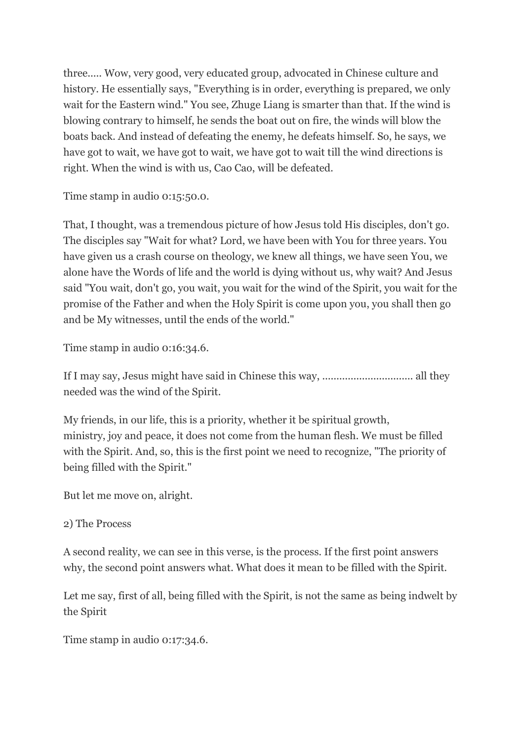three..... Wow, very good, very educated group, advocated in Chinese culture and history. He essentially says, "Everything is in order, everything is prepared, we only wait for the Eastern wind." You see, Zhuge Liang is smarter than that. If the wind is blowing contrary to himself, he sends the boat out on fire, the winds will blow the boats back. And instead of defeating the enemy, he defeats himself. So, he says, we have got to wait, we have got to wait, we have got to wait till the wind directions is right. When the wind is with us, Cao Cao, will be defeated.

Time stamp in audio 0:15:50.0.

That, I thought, was a tremendous picture of how Jesus told His disciples, don't go. The disciples say "Wait for what? Lord, we have been with You for three years. You have given us a crash course on theology, we knew all things, we have seen You, we alone have the Words of life and the world is dying without us, why wait? And Jesus said "You wait, don't go, you wait, you wait for the wind of the Spirit, you wait for the promise of the Father and when the Holy Spirit is come upon you, you shall then go and be My witnesses, until the ends of the world."

Time stamp in audio 0:16:34.6.

If I may say, Jesus might have said in Chinese this way, ................................ all they needed was the wind of the Spirit.

My friends, in our life, this is a priority, whether it be spiritual growth, ministry, joy and peace, it does not come from the human flesh. We must be filled with the Spirit. And, so, this is the first point we need to recognize, "The priority of being filled with the Spirit."

But let me move on, alright.

2) The Process

A second reality, we can see in this verse, is the process. If the first point answers why, the second point answers what. What does it mean to be filled with the Spirit.

Let me say, first of all, being filled with the Spirit, is not the same as being indwelt by the Spirit

Time stamp in audio 0:17:34.6.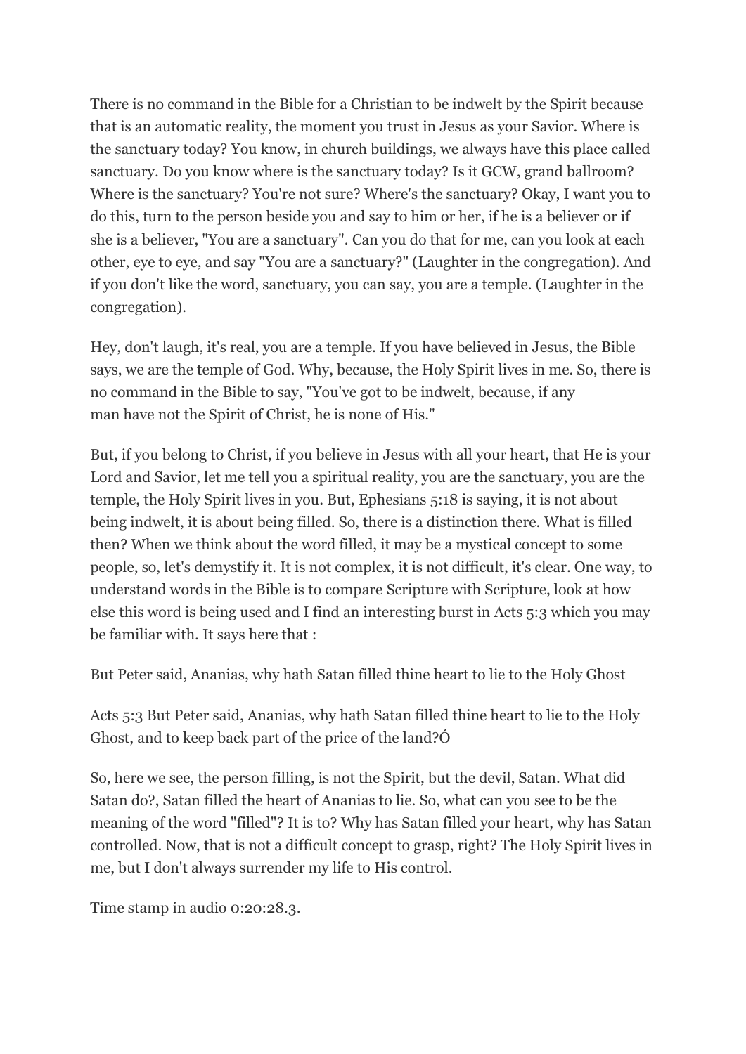There is no command in the Bible for a Christian to be indwelt by the Spirit because that is an automatic reality, the moment you trust in Jesus as your Savior. Where is the sanctuary today? You know, in church buildings, we always have this place called sanctuary. Do you know where is the sanctuary today? Is it GCW, grand ballroom? Where is the sanctuary? You're not sure? Where's the sanctuary? Okay, I want you to do this, turn to the person beside you and say to him or her, if he is a believer or if she is a believer, "You are a sanctuary". Can you do that for me, can you look at each other, eye to eye, and say "You are a sanctuary?" (Laughter in the congregation). And if you don't like the word, sanctuary, you can say, you are a temple. (Laughter in the congregation).

Hey, don't laugh, it's real, you are a temple. If you have believed in Jesus, the Bible says, we are the temple of God. Why, because, the Holy Spirit lives in me. So, there is no command in the Bible to say, "You've got to be indwelt, because, if any man have not the Spirit of Christ, he is none of His."

But, if you belong to Christ, if you believe in Jesus with all your heart, that He is your Lord and Savior, let me tell you a spiritual reality, you are the sanctuary, you are the temple, the Holy Spirit lives in you. But, Ephesians 5:18 is saying, it is not about being indwelt, it is about being filled. So, there is a distinction there. What is filled then? When we think about the word filled, it may be a mystical concept to some people, so, let's demystify it. It is not complex, it is not difficult, it's clear. One way, to understand words in the Bible is to compare Scripture with Scripture, look at how else this word is being used and I find an interesting burst in Acts 5:3 which you may be familiar with. It says here that :

But Peter said, Ananias, why hath Satan filled thine heart to lie to the Holy Ghost

Acts 5:3 But Peter said, Ananias, why hath Satan filled thine heart to lie to the Holy Ghost, and to keep back part of the price of the land?Ó

So, here we see, the person filling, is not the Spirit, but the devil, Satan. What did Satan do?, Satan filled the heart of Ananias to lie. So, what can you see to be the meaning of the word "filled"? It is to? Why has Satan filled your heart, why has Satan controlled. Now, that is not a difficult concept to grasp, right? The Holy Spirit lives in me, but I don't always surrender my life to His control.

Time stamp in audio 0:20:28.3.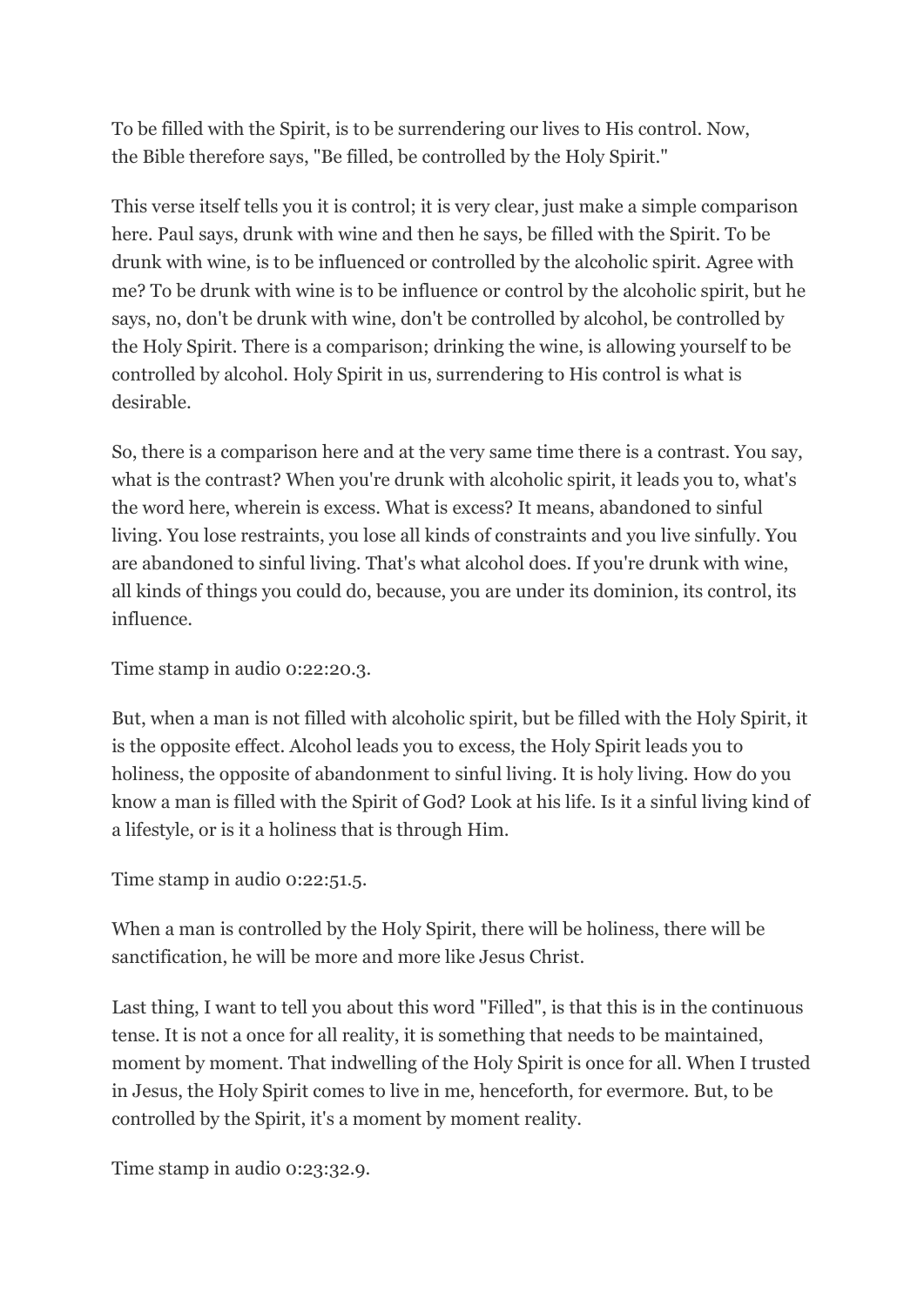To be filled with the Spirit, is to be surrendering our lives to His control. Now, the Bible therefore says, "Be filled, be controlled by the Holy Spirit."

This verse itself tells you it is control; it is very clear, just make a simple comparison here. Paul says, drunk with wine and then he says, be filled with the Spirit. To be drunk with wine, is to be influenced or controlled by the alcoholic spirit. Agree with me? To be drunk with wine is to be influence or control by the alcoholic spirit, but he says, no, don't be drunk with wine, don't be controlled by alcohol, be controlled by the Holy Spirit. There is a comparison; drinking the wine, is allowing yourself to be controlled by alcohol. Holy Spirit in us, surrendering to His control is what is desirable.

So, there is a comparison here and at the very same time there is a contrast. You say, what is the contrast? When you're drunk with alcoholic spirit, it leads you to, what's the word here, wherein is excess. What is excess? It means, abandoned to sinful living. You lose restraints, you lose all kinds of constraints and you live sinfully. You are abandoned to sinful living. That's what alcohol does. If you're drunk with wine, all kinds of things you could do, because, you are under its dominion, its control, its influence.

Time stamp in audio 0:22:20.3.

But, when a man is not filled with alcoholic spirit, but be filled with the Holy Spirit, it is the opposite effect. Alcohol leads you to excess, the Holy Spirit leads you to holiness, the opposite of abandonment to sinful living. It is holy living. How do you know a man is filled with the Spirit of God? Look at his life. Is it a sinful living kind of a lifestyle, or is it a holiness that is through Him.

Time stamp in audio 0:22:51.5.

When a man is controlled by the Holy Spirit, there will be holiness, there will be sanctification, he will be more and more like Jesus Christ.

Last thing, I want to tell you about this word "Filled", is that this is in the continuous tense. It is not a once for all reality, it is something that needs to be maintained, moment by moment. That indwelling of the Holy Spirit is once for all. When I trusted in Jesus, the Holy Spirit comes to live in me, henceforth, for evermore. But, to be controlled by the Spirit, it's a moment by moment reality.

Time stamp in audio 0:23:32.9.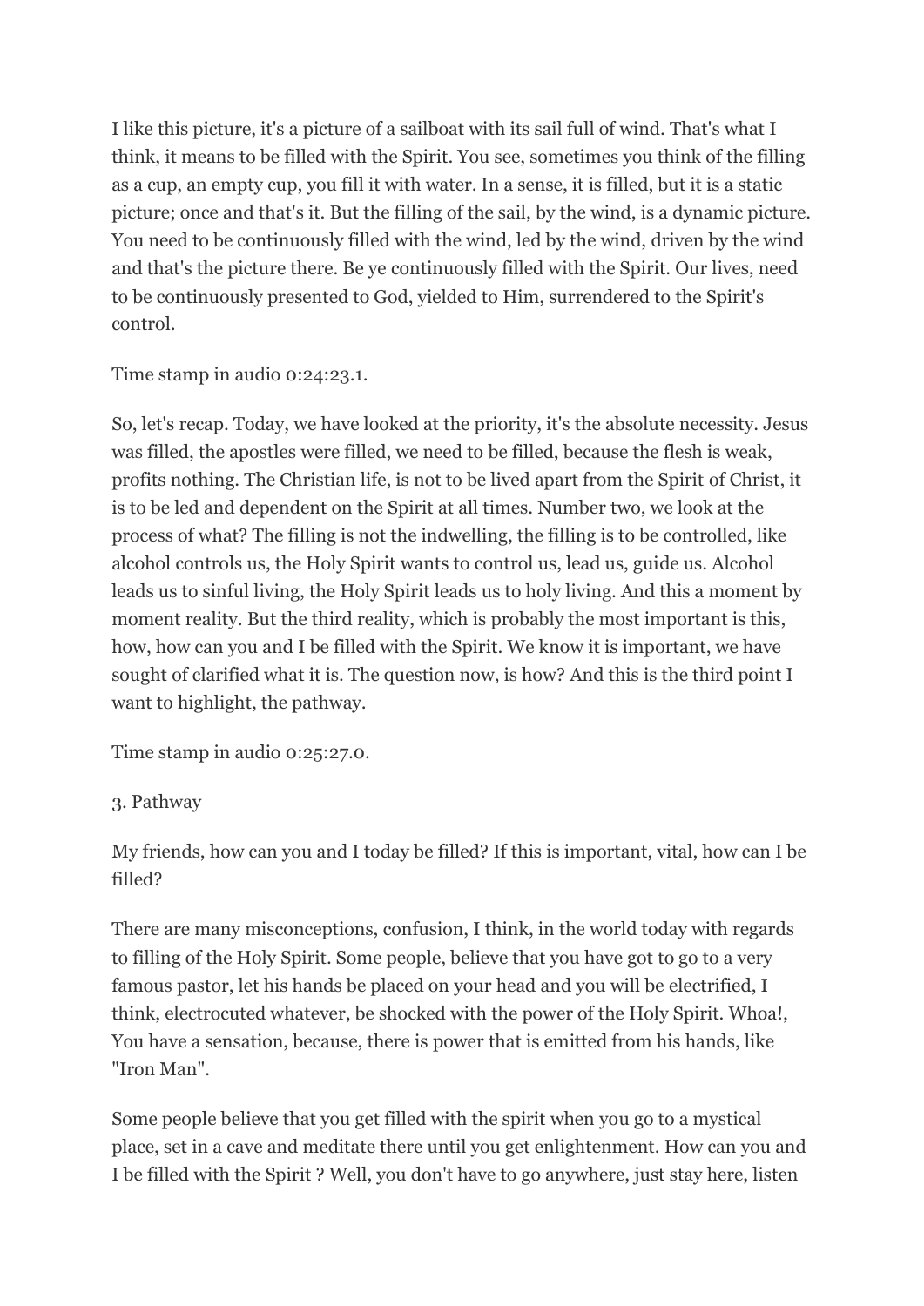I like this picture, it's a picture of a sailboat with its sail full of wind. That's what I think, it means to be filled with the Spirit. You see, sometimes you think of the filling as a cup, an empty cup, you fill it with water. In a sense, it is filled, but it is a static picture; once and that's it. But the filling of the sail, by the wind, is a dynamic picture. You need to be continuously filled with the wind, led by the wind, driven by the wind and that's the picture there. Be ye continuously filled with the Spirit. Our lives, need to be continuously presented to God, yielded to Him, surrendered to the Spirit's control.

Time stamp in audio 0:24:23.1.

So, let's recap. Today, we have looked at the priority, it's the absolute necessity. Jesus was filled, the apostles were filled, we need to be filled, because the flesh is weak, profits nothing. The Christian life, is not to be lived apart from the Spirit of Christ, it is to be led and dependent on the Spirit at all times. Number two, we look at the process of what? The filling is not the indwelling, the filling is to be controlled, like alcohol controls us, the Holy Spirit wants to control us, lead us, guide us. Alcohol leads us to sinful living, the Holy Spirit leads us to holy living. And this a moment by moment reality. But the third reality, which is probably the most important is this, how, how can you and I be filled with the Spirit. We know it is important, we have sought of clarified what it is. The question now, is how? And this is the third point I want to highlight, the pathway.

Time stamp in audio 0:25:27.0.

3. Pathway

My friends, how can you and I today be filled? If this is important, vital, how can I be filled?

There are many misconceptions, confusion, I think, in the world today with regards to filling of the Holy Spirit. Some people, believe that you have got to go to a very famous pastor, let his hands be placed on your head and you will be electrified, I think, electrocuted whatever, be shocked with the power of the Holy Spirit. Whoa!, You have a sensation, because, there is power that is emitted from his hands, like "Iron Man".

Some people believe that you get filled with the spirit when you go to a mystical place, set in a cave and meditate there until you get enlightenment. How can you and I be filled with the Spirit ? Well, you don't have to go anywhere, just stay here, listen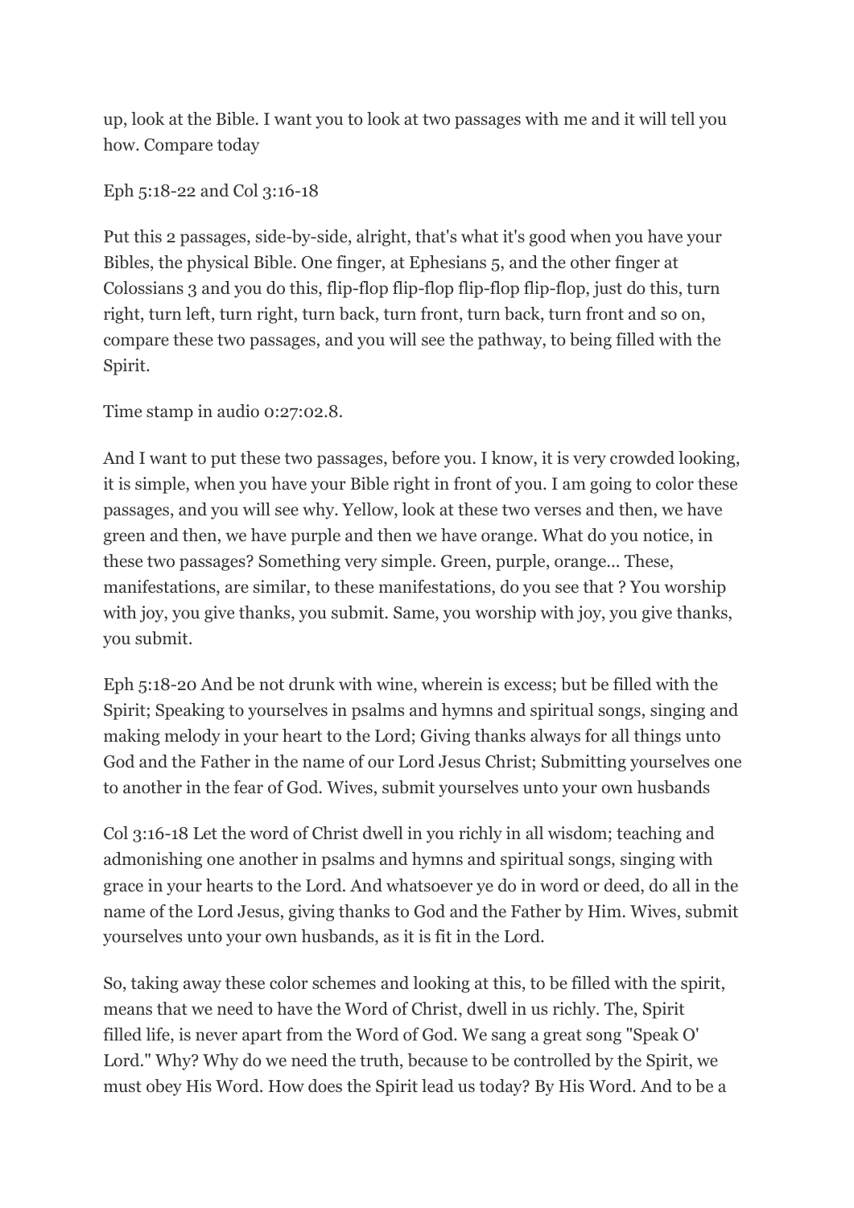up, look at the Bible. I want you to look at two passages with me and it will tell you how. Compare today

Eph 5:18-22 and Col 3:16-18

Put this 2 passages, side-by-side, alright, that's what it's good when you have your Bibles, the physical Bible. One finger, at Ephesians 5, and the other finger at Colossians 3 and you do this, flip-flop flip-flop flip-flop flip-flop, just do this, turn right, turn left, turn right, turn back, turn front, turn back, turn front and so on, compare these two passages, and you will see the pathway, to being filled with the Spirit.

Time stamp in audio 0:27:02.8.

And I want to put these two passages, before you. I know, it is very crowded looking, it is simple, when you have your Bible right in front of you. I am going to color these passages, and you will see why. Yellow, look at these two verses and then, we have green and then, we have purple and then we have orange. What do you notice, in these two passages? Something very simple. Green, purple, orange... These, manifestations, are similar, to these manifestations, do you see that ? You worship with joy, you give thanks, you submit. Same, you worship with joy, you give thanks, you submit.

Eph 5:18-20 And be not drunk with wine, wherein is excess; but be filled with the Spirit; Speaking to yourselves in psalms and hymns and spiritual songs, singing and making melody in your heart to the Lord; Giving thanks always for all things unto God and the Father in the name of our Lord Jesus Christ; Submitting yourselves one to another in the fear of God. Wives, submit yourselves unto your own husbands

Col 3:16-18 Let the word of Christ dwell in you richly in all wisdom; teaching and admonishing one another in psalms and hymns and spiritual songs, singing with grace in your hearts to the Lord. And whatsoever ye do in word or deed, do all in the name of the Lord Jesus, giving thanks to God and the Father by Him. Wives, submit yourselves unto your own husbands, as it is fit in the Lord.

So, taking away these color schemes and looking at this, to be filled with the spirit, means that we need to have the Word of Christ, dwell in us richly. The, Spirit filled life, is never apart from the Word of God. We sang a great song "Speak O' Lord." Why? Why do we need the truth, because to be controlled by the Spirit, we must obey His Word. How does the Spirit lead us today? By His Word. And to be a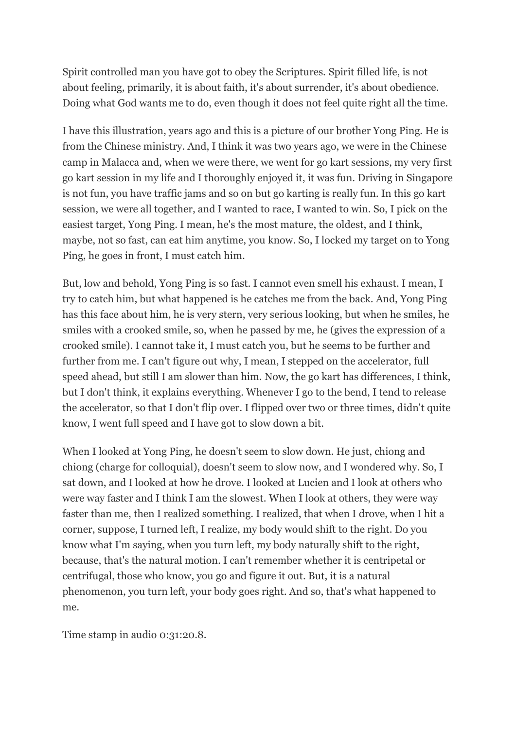Spirit controlled man you have got to obey the Scriptures. Spirit filled life, is not about feeling, primarily, it is about faith, it's about surrender, it's about obedience. Doing what God wants me to do, even though it does not feel quite right all the time.

I have this illustration, years ago and this is a picture of our brother Yong Ping. He is from the Chinese ministry. And, I think it was two years ago, we were in the Chinese camp in Malacca and, when we were there, we went for go kart sessions, my very first go kart session in my life and I thoroughly enjoyed it, it was fun. Driving in Singapore is not fun, you have traffic jams and so on but go karting is really fun. In this go kart session, we were all together, and I wanted to race, I wanted to win. So, I pick on the easiest target, Yong Ping. I mean, he's the most mature, the oldest, and I think, maybe, not so fast, can eat him anytime, you know. So, I locked my target on to Yong Ping, he goes in front, I must catch him.

But, low and behold, Yong Ping is so fast. I cannot even smell his exhaust. I mean, I try to catch him, but what happened is he catches me from the back. And, Yong Ping has this face about him, he is very stern, very serious looking, but when he smiles, he smiles with a crooked smile, so, when he passed by me, he (gives the expression of a crooked smile). I cannot take it, I must catch you, but he seems to be further and further from me. I can't figure out why, I mean, I stepped on the accelerator, full speed ahead, but still I am slower than him. Now, the go kart has differences, I think, but I don't think, it explains everything. Whenever I go to the bend, I tend to release the accelerator, so that I don't flip over. I flipped over two or three times, didn't quite know, I went full speed and I have got to slow down a bit.

When I looked at Yong Ping, he doesn't seem to slow down. He just, chiong and chiong (charge for colloquial), doesn't seem to slow now, and I wondered why. So, I sat down, and I looked at how he drove. I looked at Lucien and I look at others who were way faster and I think I am the slowest. When I look at others, they were way faster than me, then I realized something. I realized, that when I drove, when I hit a corner, suppose, I turned left, I realize, my body would shift to the right. Do you know what I'm saying, when you turn left, my body naturally shift to the right, because, that's the natural motion. I can't remember whether it is centripetal or centrifugal, those who know, you go and figure it out. But, it is a natural phenomenon, you turn left, your body goes right. And so, that's what happened to me.

Time stamp in audio 0:31:20.8.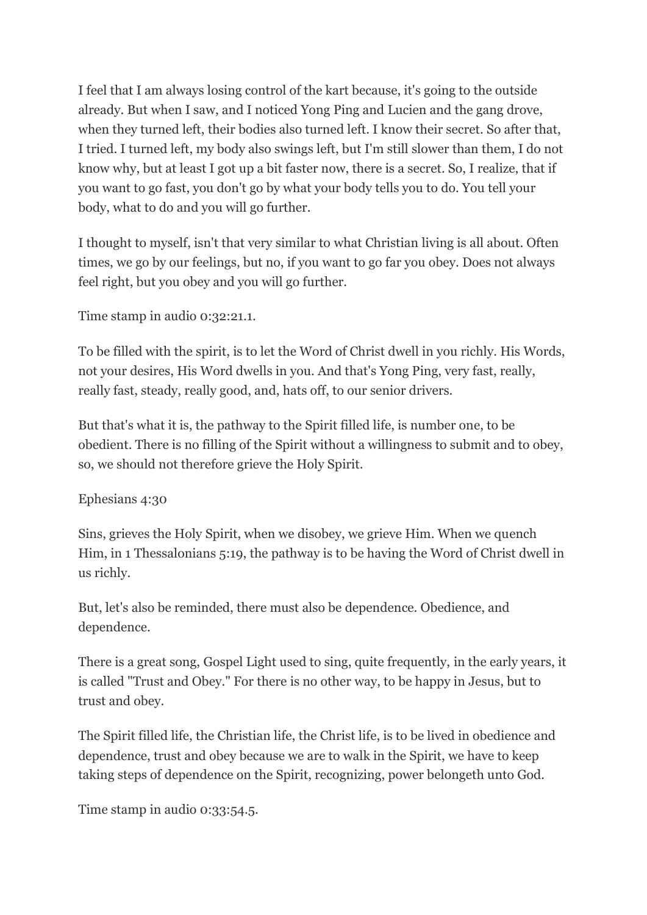I feel that I am always losing control of the kart because, it's going to the outside already. But when I saw, and I noticed Yong Ping and Lucien and the gang drove, when they turned left, their bodies also turned left. I know their secret. So after that, I tried. I turned left, my body also swings left, but I'm still slower than them, I do not know why, but at least I got up a bit faster now, there is a secret. So, I realize, that if you want to go fast, you don't go by what your body tells you to do. You tell your body, what to do and you will go further.

I thought to myself, isn't that very similar to what Christian living is all about. Often times, we go by our feelings, but no, if you want to go far you obey. Does not always feel right, but you obey and you will go further.

Time stamp in audio 0:32:21.1.

To be filled with the spirit, is to let the Word of Christ dwell in you richly. His Words, not your desires, His Word dwells in you. And that's Yong Ping, very fast, really, really fast, steady, really good, and, hats off, to our senior drivers.

But that's what it is, the pathway to the Spirit filled life, is number one, to be obedient. There is no filling of the Spirit without a willingness to submit and to obey, so, we should not therefore grieve the Holy Spirit.

Ephesians 4:30

Sins, grieves the Holy Spirit, when we disobey, we grieve Him. When we quench Him, in 1 Thessalonians 5:19, the pathway is to be having the Word of Christ dwell in us richly.

But, let's also be reminded, there must also be dependence. Obedience, and dependence.

There is a great song, Gospel Light used to sing, quite frequently, in the early years, it is called "Trust and Obey." For there is no other way, to be happy in Jesus, but to trust and obey.

The Spirit filled life, the Christian life, the Christ life, is to be lived in obedience and dependence, trust and obey because we are to walk in the Spirit, we have to keep taking steps of dependence on the Spirit, recognizing, power belongeth unto God.

Time stamp in audio 0:33:54.5.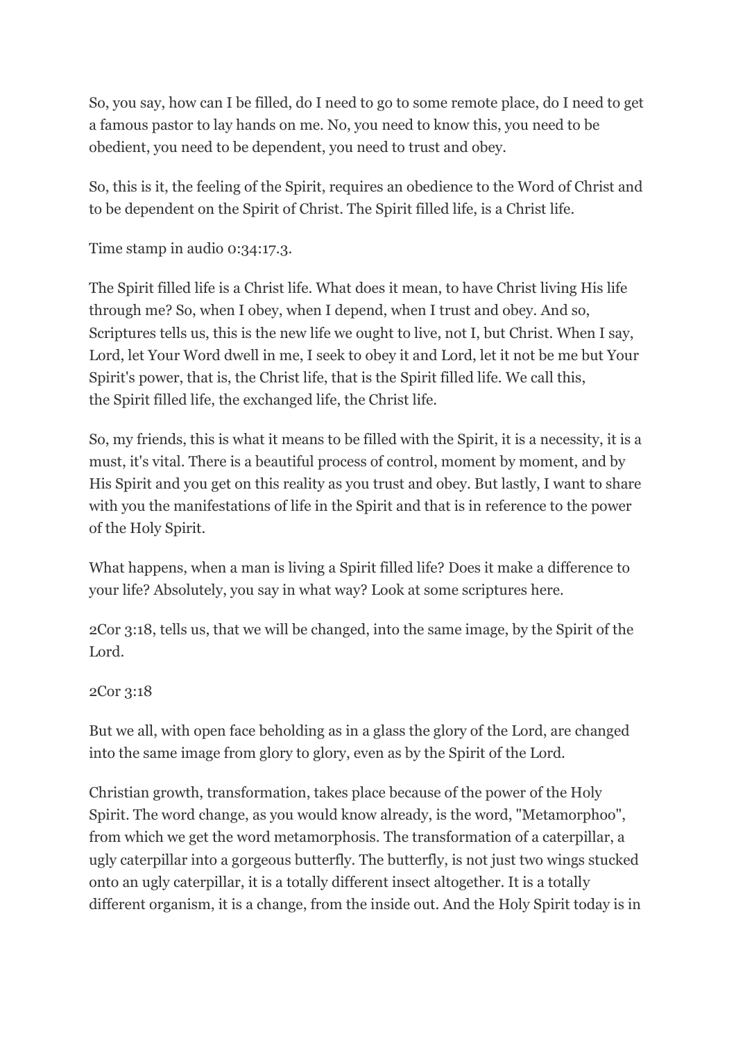So, you say, how can I be filled, do I need to go to some remote place, do I need to get a famous pastor to lay hands on me. No, you need to know this, you need to be obedient, you need to be dependent, you need to trust and obey.

So, this is it, the feeling of the Spirit, requires an obedience to the Word of Christ and to be dependent on the Spirit of Christ. The Spirit filled life, is a Christ life.

Time stamp in audio 0:34:17.3.

The Spirit filled life is a Christ life. What does it mean, to have Christ living His life through me? So, when I obey, when I depend, when I trust and obey. And so, Scriptures tells us, this is the new life we ought to live, not I, but Christ. When I say, Lord, let Your Word dwell in me, I seek to obey it and Lord, let it not be me but Your Spirit's power, that is, the Christ life, that is the Spirit filled life. We call this, the Spirit filled life, the exchanged life, the Christ life.

So, my friends, this is what it means to be filled with the Spirit, it is a necessity, it is a must, it's vital. There is a beautiful process of control, moment by moment, and by His Spirit and you get on this reality as you trust and obey. But lastly, I want to share with you the manifestations of life in the Spirit and that is in reference to the power of the Holy Spirit.

What happens, when a man is living a Spirit filled life? Does it make a difference to your life? Absolutely, you say in what way? Look at some scriptures here.

2Cor 3:18, tells us, that we will be changed, into the same image, by the Spirit of the Lord.

2Cor 3:18

But we all, with open face beholding as in a glass the glory of the Lord, are changed into the same image from glory to glory, even as by the Spirit of the Lord.

Christian growth, transformation, takes place because of the power of the Holy Spirit. The word change, as you would know already, is the word, "Metamorphoo", from which we get the word metamorphosis. The transformation of a caterpillar, a ugly caterpillar into a gorgeous butterfly. The butterfly, is not just two wings stucked onto an ugly caterpillar, it is a totally different insect altogether. It is a totally different organism, it is a change, from the inside out. And the Holy Spirit today is in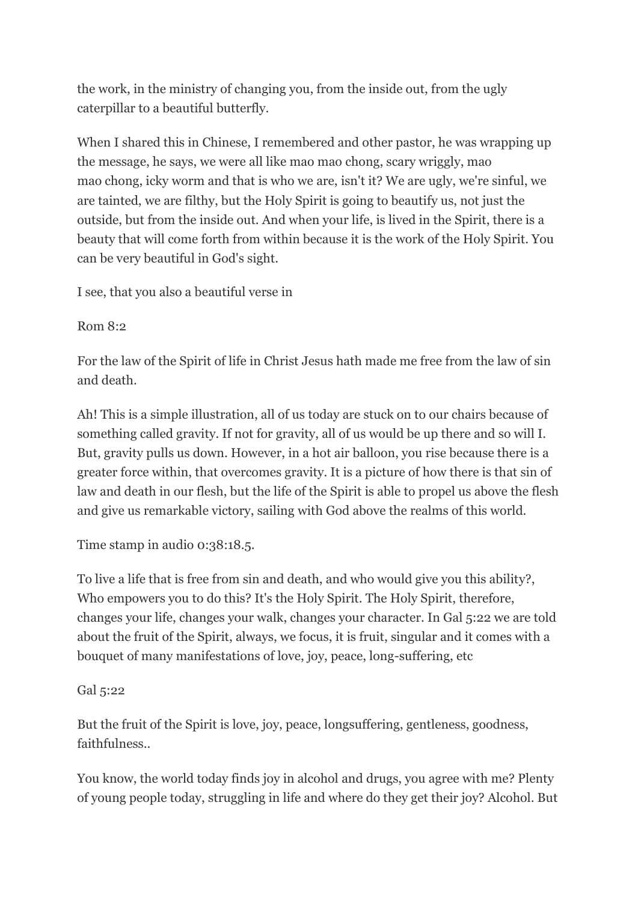the work, in the ministry of changing you, from the inside out, from the ugly caterpillar to a beautiful butterfly.

When I shared this in Chinese, I remembered and other pastor, he was wrapping up the message, he says, we were all like mao mao chong, scary wriggly, mao mao chong, icky worm and that is who we are, isn't it? We are ugly, we're sinful, we are tainted, we are filthy, but the Holy Spirit is going to beautify us, not just the outside, but from the inside out. And when your life, is lived in the Spirit, there is a beauty that will come forth from within because it is the work of the Holy Spirit. You can be very beautiful in God's sight.

I see, that you also a beautiful verse in

Rom 8:2

For the law of the Spirit of life in Christ Jesus hath made me free from the law of sin and death.

Ah! This is a simple illustration, all of us today are stuck on to our chairs because of something called gravity. If not for gravity, all of us would be up there and so will I. But, gravity pulls us down. However, in a hot air balloon, you rise because there is a greater force within, that overcomes gravity. It is a picture of how there is that sin of law and death in our flesh, but the life of the Spirit is able to propel us above the flesh and give us remarkable victory, sailing with God above the realms of this world.

Time stamp in audio 0:38:18.5.

To live a life that is free from sin and death, and who would give you this ability?, Who empowers you to do this? It's the Holy Spirit. The Holy Spirit, therefore, changes your life, changes your walk, changes your character. In Gal 5:22 we are told about the fruit of the Spirit, always, we focus, it is fruit, singular and it comes with a bouquet of many manifestations of love, joy, peace, long-suffering, etc

Gal 5:22

But the fruit of the Spirit is love, joy, peace, longsuffering, gentleness, goodness, faithfulness..

You know, the world today finds joy in alcohol and drugs, you agree with me? Plenty of young people today, struggling in life and where do they get their joy? Alcohol. But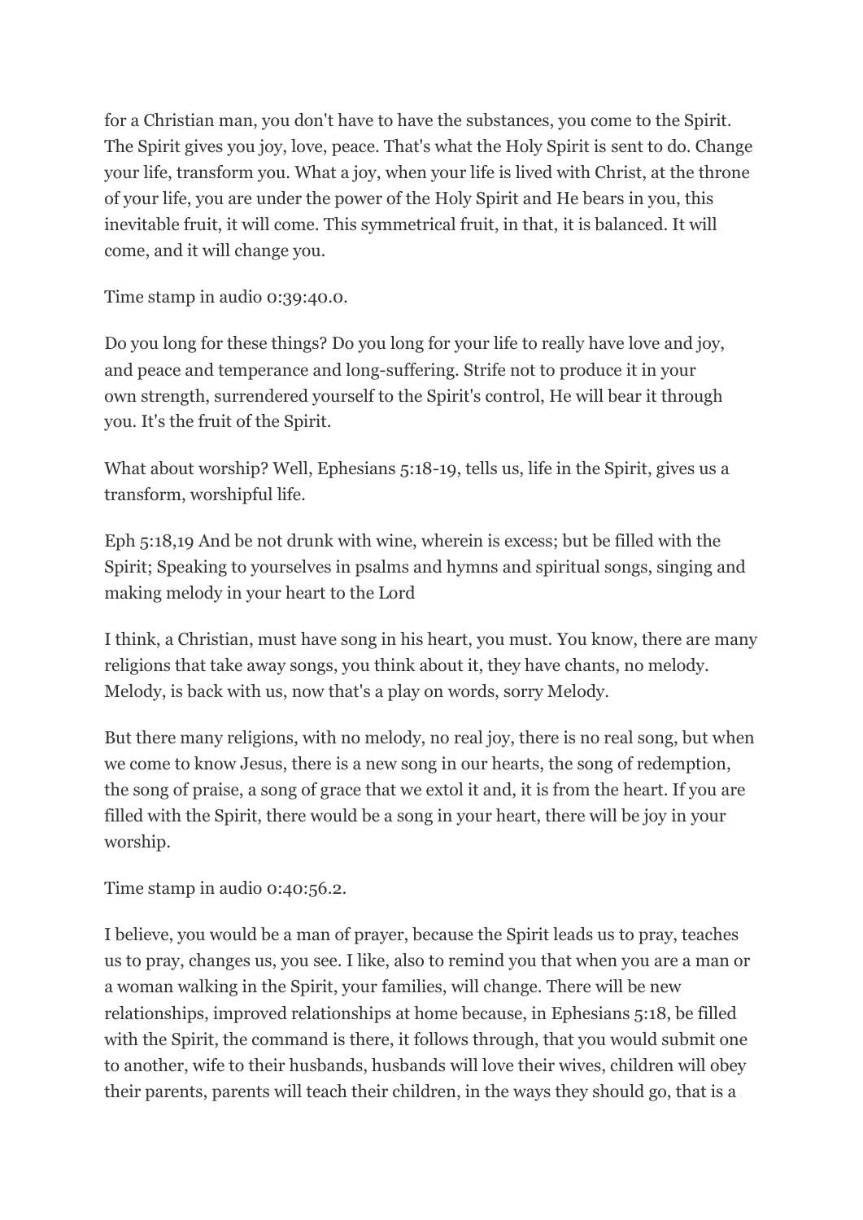for a Christian man, you don't have to have the substances, you come to the Spirit. The Spirit gives you joy, love, peace. That's what the Holy Spirit is sent to do. Change your life, transform you. What a joy, when your life is lived with Christ, at the throne of your life, you are under the power of the Holy Spirit and He bears in you, this inevitable fruit, it will come. This symmetrical fruit, in that, it is balanced. It will come, and it will change you.

Time stamp in audio 0:39:40.0.

Do you long for these things? Do you long for your life to really have love and joy, and peace and temperance and long-suffering. Strife not to produce it in your own strength, surrendered yourself to the Spirit's control, He will bear it through you. It's the fruit of the Spirit.

What about worship? Well, Ephesians 5:18-19, tells us, life in the Spirit, gives us a transform, worshipful life.

Eph 5:18,19 And be not drunk with wine, wherein is excess; but be filled with the Spirit; Speaking to yourselves in psalms and hymns and spiritual songs, singing and making melody in your heart to the Lord

I think, a Christian, must have song in his heart, you must. You know, there are many religions that take away songs, you think about it, they have chants, no melody. Melody, is back with us, now that's a play on words, sorry Melody.

But there many religions, with no melody, no real joy, there is no real song, but when we come to know Jesus, there is a new song in our hearts, the song of redemption, the song of praise, a song of grace that we extol it and, it is from the heart. If you are filled with the Spirit, there would be a song in your heart, there will be joy in your worship.

Time stamp in audio 0:40:56.2.

I believe, you would be a man of prayer, because the Spirit leads us to pray, teaches us to pray, changes us, you see. I like, also to remind you that when you are a man or a woman walking in the Spirit, your families, will change. There will be new relationships, improved relationships at home because, in Ephesians 5:18, be filled with the Spirit, the command is there, it follows through, that you would submit one to another, wife to their husbands, husbands will love their wives, children will obey their parents, parents will teach their children, in the ways they should go, that is a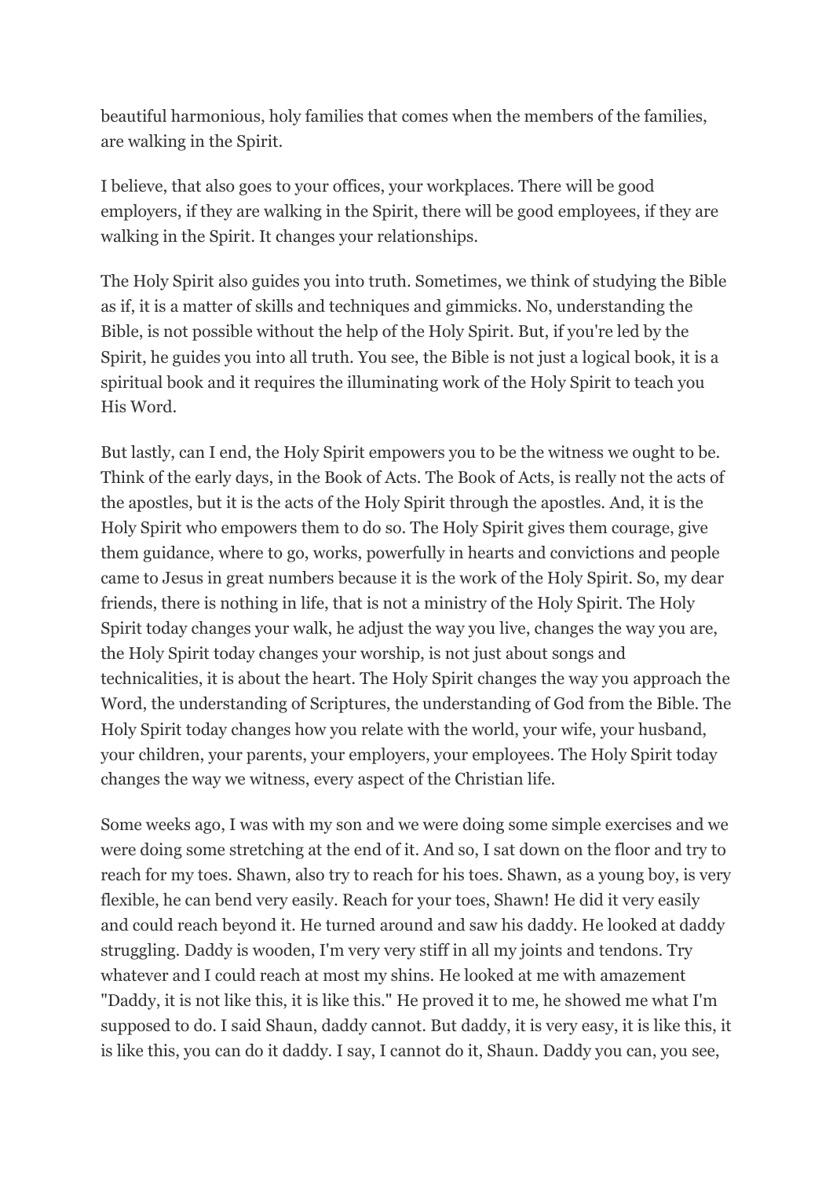beautiful harmonious, holy families that comes when the members of the families, are walking in the Spirit.

I believe, that also goes to your offices, your workplaces. There will be good employers, if they are walking in the Spirit, there will be good employees, if they are walking in the Spirit. It changes your relationships.

The Holy Spirit also guides you into truth. Sometimes, we think of studying the Bible as if, it is a matter of skills and techniques and gimmicks. No, understanding the Bible, is not possible without the help of the Holy Spirit. But, if you're led by the Spirit, he guides you into all truth. You see, the Bible is not just a logical book, it is a spiritual book and it requires the illuminating work of the Holy Spirit to teach you His Word.

But lastly, can I end, the Holy Spirit empowers you to be the witness we ought to be. Think of the early days, in the Book of Acts. The Book of Acts, is really not the acts of the apostles, but it is the acts of the Holy Spirit through the apostles. And, it is the Holy Spirit who empowers them to do so. The Holy Spirit gives them courage, give them guidance, where to go, works, powerfully in hearts and convictions and people came to Jesus in great numbers because it is the work of the Holy Spirit. So, my dear friends, there is nothing in life, that is not a ministry of the Holy Spirit. The Holy Spirit today changes your walk, he adjust the way you live, changes the way you are, the Holy Spirit today changes your worship, is not just about songs and technicalities, it is about the heart. The Holy Spirit changes the way you approach the Word, the understanding of Scriptures, the understanding of God from the Bible. The Holy Spirit today changes how you relate with the world, your wife, your husband, your children, your parents, your employers, your employees. The Holy Spirit today changes the way we witness, every aspect of the Christian life.

Some weeks ago, I was with my son and we were doing some simple exercises and we were doing some stretching at the end of it. And so, I sat down on the floor and try to reach for my toes. Shawn, also try to reach for his toes. Shawn, as a young boy, is very flexible, he can bend very easily. Reach for your toes, Shawn! He did it very easily and could reach beyond it. He turned around and saw his daddy. He looked at daddy struggling. Daddy is wooden, I'm very very stiff in all my joints and tendons. Try whatever and I could reach at most my shins. He looked at me with amazement "Daddy, it is not like this, it is like this." He proved it to me, he showed me what I'm supposed to do. I said Shaun, daddy cannot. But daddy, it is very easy, it is like this, it is like this, you can do it daddy. I say, I cannot do it, Shaun. Daddy you can, you see,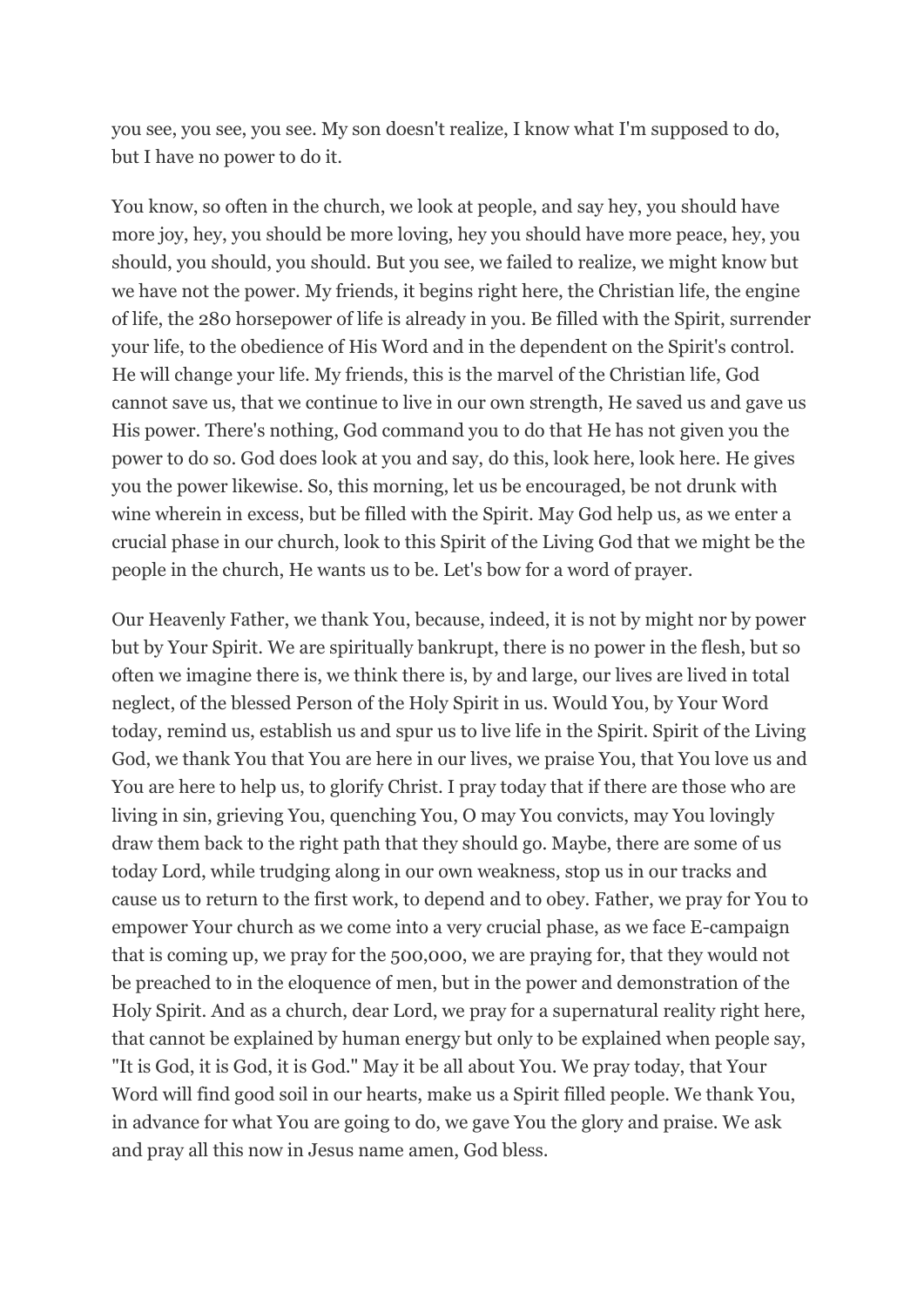you see, you see, you see. My son doesn't realize, I know what I'm supposed to do, but I have no power to do it.

You know, so often in the church, we look at people, and say hey, you should have more joy, hey, you should be more loving, hey you should have more peace, hey, you should, you should, you should. But you see, we failed to realize, we might know but we have not the power. My friends, it begins right here, the Christian life, the engine of life, the 280 horsepower of life is already in you. Be filled with the Spirit, surrender your life, to the obedience of His Word and in the dependent on the Spirit's control. He will change your life. My friends, this is the marvel of the Christian life, God cannot save us, that we continue to live in our own strength, He saved us and gave us His power. There's nothing, God command you to do that He has not given you the power to do so. God does look at you and say, do this, look here, look here. He gives you the power likewise. So, this morning, let us be encouraged, be not drunk with wine wherein in excess, but be filled with the Spirit. May God help us, as we enter a crucial phase in our church, look to this Spirit of the Living God that we might be the people in the church, He wants us to be. Let's bow for a word of prayer.

Our Heavenly Father, we thank You, because, indeed, it is not by might nor by power but by Your Spirit. We are spiritually bankrupt, there is no power in the flesh, but so often we imagine there is, we think there is, by and large, our lives are lived in total neglect, of the blessed Person of the Holy Spirit in us. Would You, by Your Word today, remind us, establish us and spur us to live life in the Spirit. Spirit of the Living God, we thank You that You are here in our lives, we praise You, that You love us and You are here to help us, to glorify Christ. I pray today that if there are those who are living in sin, grieving You, quenching You, O may You convicts, may You lovingly draw them back to the right path that they should go. Maybe, there are some of us today Lord, while trudging along in our own weakness, stop us in our tracks and cause us to return to the first work, to depend and to obey. Father, we pray for You to empower Your church as we come into a very crucial phase, as we face E-campaign that is coming up, we pray for the 500,000, we are praying for, that they would not be preached to in the eloquence of men, but in the power and demonstration of the Holy Spirit. And as a church, dear Lord, we pray for a supernatural reality right here, that cannot be explained by human energy but only to be explained when people say, "It is God, it is God, it is God." May it be all about You. We pray today, that Your Word will find good soil in our hearts, make us a Spirit filled people. We thank You, in advance for what You are going to do, we gave You the glory and praise. We ask and pray all this now in Jesus name amen, God bless.